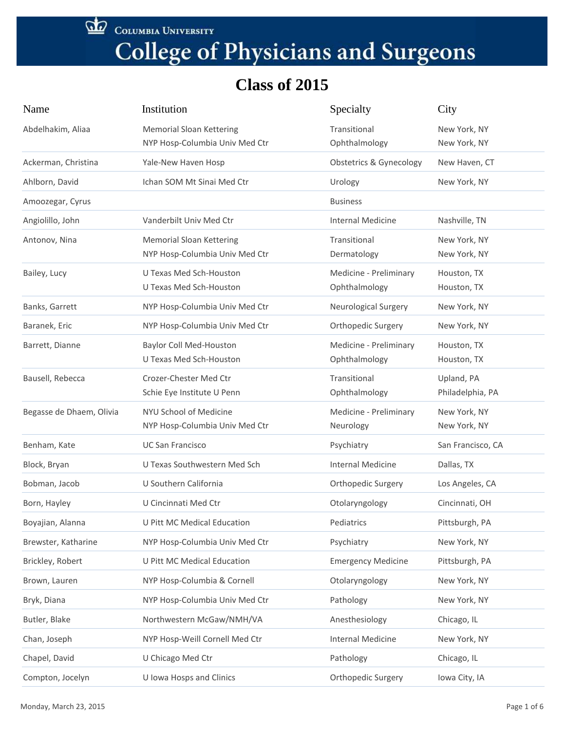Columbia University

# College of Physicians and Surgeons

## Class of 2015

| Name | Institution | Specialty | City |
|---|---|---|---|
| Abdelhakim, Aliaa | Memorial Sloan Kettering | Transitional | New York, NY |
| | NYP Hosp-Columbia Univ Med Ctr | Ophthalmology | New York, NY |
| Ackerman, Christina | Yale-New Haven Hosp | Obstetrics & Gynecology | New Haven, CT |
| Ahlborn, David | Ichan SOM Mt Sinai Med Ctr | Urology | New York, NY |
| Amoozegar, Cyrus | | Business | |
| Angiolillo, John | Vanderbilt Univ Med Ctr | Internal Medicine | Nashville, TN |
| Antonov, Nina | Memorial Sloan Kettering | Transitional | New York, NY |
| | NYP Hosp-Columbia Univ Med Ctr | Dermatology | New York, NY |
| Bailey, Lucy | U Texas Med Sch-Houston | Medicine - Preliminary | Houston, TX |
| | U Texas Med Sch-Houston | Ophthalmology | Houston, TX |
| Banks, Garrett | NYP Hosp-Columbia Univ Med Ctr | Neurological Surgery | New York, NY |
| Baranek, Eric | NYP Hosp-Columbia Univ Med Ctr | Orthopedic Surgery | New York, NY |
| Barrett, Dianne | Baylor Coll Med-Houston | Medicine - Preliminary | Houston, TX |
| | U Texas Med Sch-Houston | Ophthalmology | Houston, TX |
| Bausell, Rebecca | Crozer-Chester Med Ctr | Transitional | Upland, PA |
| | Schie Eye Institute U Penn | Ophthalmology | Philadelphia, PA |
| Begasse de Dhaem, Olivia | NYU School of Medicine | Medicine - Preliminary | New York, NY |
| | NYP Hosp-Columbia Univ Med Ctr | Neurology | New York, NY |
| Benham, Kate | UC San Francisco | Psychiatry | San Francisco, CA |
| Block, Bryan | U Texas Southwestern Med Sch | Internal Medicine | Dallas, TX |
| Bobman, Jacob | U Southern California | Orthopedic Surgery | Los Angeles, CA |
| Born, Hayley | U Cincinnati Med Ctr | Otolaryngology | Cincinnati, OH |
| Boyajian, Alanna | U Pitt MC Medical Education | Pediatrics | Pittsburgh, PA |
| Brewster, Katharine | NYP Hosp-Columbia Univ Med Ctr | Psychiatry | New York, NY |
| Brickley, Robert | U Pitt MC Medical Education | Emergency Medicine | Pittsburgh, PA |
| Brown, Lauren | NYP Hosp-Columbia & Cornell | Otolaryngology | New York, NY |
| Bryk, Diana | NYP Hosp-Columbia Univ Med Ctr | Pathology | New York, NY |
| Butler, Blake | Northwestern McGaw/NMH/VA | Anesthesiology | Chicago, IL |
| Chan, Joseph | NYP Hosp-Weill Cornell Med Ctr | Internal Medicine | New York, NY |
| Chapel, David | U Chicago Med Ctr | Pathology | Chicago, IL |
| Compton, Jocelyn | U Iowa Hosps and Clinics | Orthopedic Surgery | Iowa City, IA |

Monday, March 23, 2015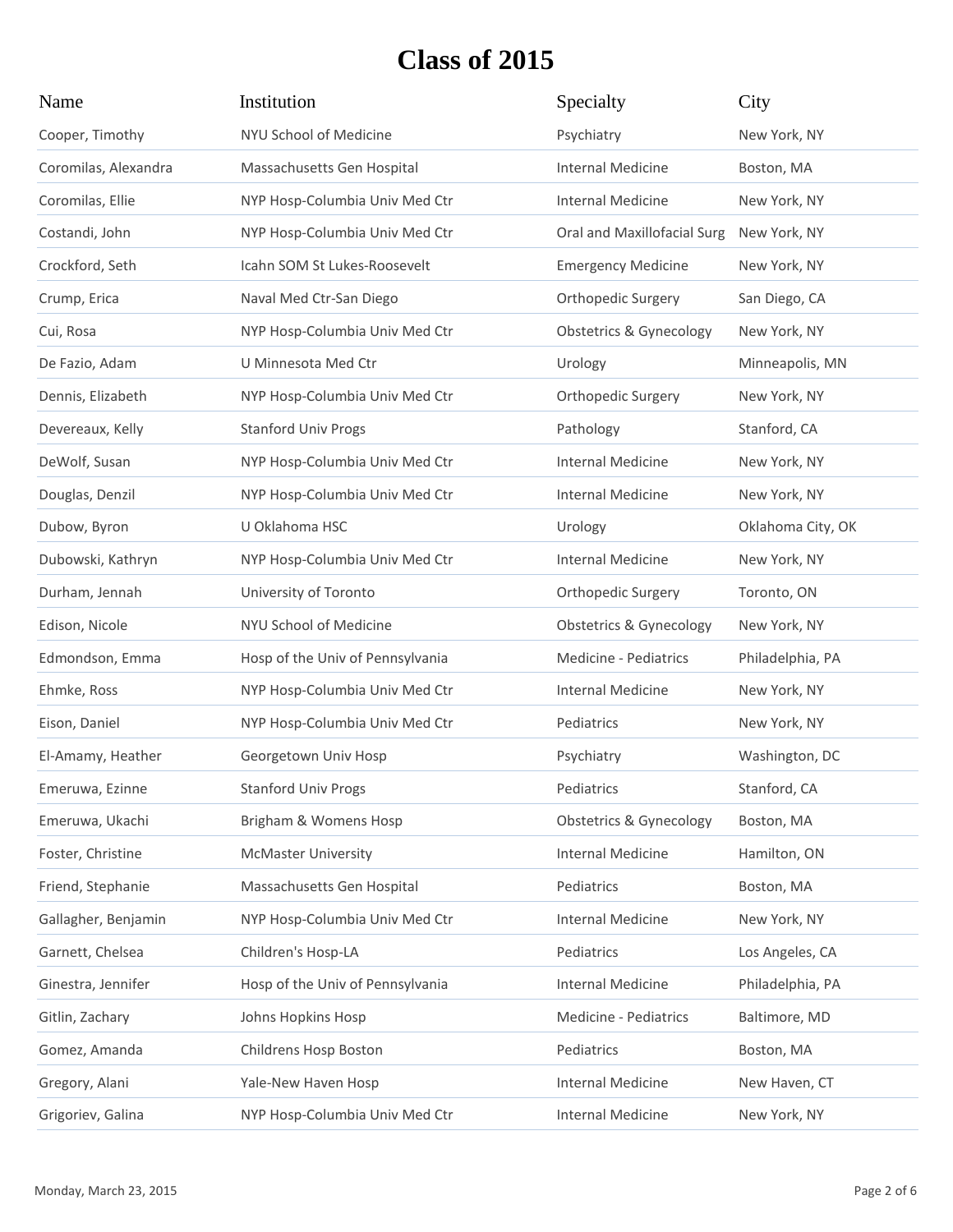# Class of 2015

| Name | Institution | Specialty | City |
|---|---|---|---|
| Cooper, Timothy | NYU School of Medicine | Psychiatry | New York, NY |
| Coromilas, Alexandra | Massachusetts Gen Hospital | Internal Medicine | Boston, MA |
| Coromilas, Ellie | NYP Hosp-Columbia Univ Med Ctr | Internal Medicine | New York, NY |
| Costandi, John | NYP Hosp-Columbia Univ Med Ctr | Oral and Maxillofacial Surg | New York, NY |
| Crockford, Seth | Icahn SOM St Lukes-Roosevelt | Emergency Medicine | New York, NY |
| Crump, Erica | Naval Med Ctr-San Diego | Orthopedic Surgery | San Diego, CA |
| Cui, Rosa | NYP Hosp-Columbia Univ Med Ctr | Obstetrics & Gynecology | New York, NY |
| De Fazio, Adam | U Minnesota Med Ctr | Urology | Minneapolis, MN |
| Dennis, Elizabeth | NYP Hosp-Columbia Univ Med Ctr | Orthopedic Surgery | New York, NY |
| Devereaux, Kelly | Stanford Univ Progs | Pathology | Stanford, CA |
| DeWolf, Susan | NYP Hosp-Columbia Univ Med Ctr | Internal Medicine | New York, NY |
| Douglas, Denzil | NYP Hosp-Columbia Univ Med Ctr | Internal Medicine | New York, NY |
| Dubow, Byron | U Oklahoma HSC | Urology | Oklahoma City, OK |
| Dubowski, Kathryn | NYP Hosp-Columbia Univ Med Ctr | Internal Medicine | New York, NY |
| Durham, Jennah | University of Toronto | Orthopedic Surgery | Toronto, ON |
| Edison, Nicole | NYU School of Medicine | Obstetrics & Gynecology | New York, NY |
| Edmondson, Emma | Hosp of the Univ of Pennsylvania | Medicine - Pediatrics | Philadelphia, PA |
| Ehmke, Ross | NYP Hosp-Columbia Univ Med Ctr | Internal Medicine | New York, NY |
| Eison, Daniel | NYP Hosp-Columbia Univ Med Ctr | Pediatrics | New York, NY |
| El-Amamy, Heather | Georgetown Univ Hosp | Psychiatry | Washington, DC |
| Emeruwa, Ezinne | Stanford Univ Progs | Pediatrics | Stanford, CA |
| Emeruwa, Ukachi | Brigham & Womens Hosp | Obstetrics & Gynecology | Boston, MA |
| Foster, Christine | McMaster University | Internal Medicine | Hamilton, ON |
| Friend, Stephanie | Massachusetts Gen Hospital | Pediatrics | Boston, MA |
| Gallagher, Benjamin | NYP Hosp-Columbia Univ Med Ctr | Internal Medicine | New York, NY |
| Garnett, Chelsea | Children's Hosp-LA | Pediatrics | Los Angeles, CA |
| Ginestra, Jennifer | Hosp of the Univ of Pennsylvania | Internal Medicine | Philadelphia, PA |
| Gitlin, Zachary | Johns Hopkins Hosp | Medicine - Pediatrics | Baltimore, MD |
| Gomez, Amanda | Childrens Hosp Boston | Pediatrics | Boston, MA |
| Gregory, Alani | Yale-New Haven Hosp | Internal Medicine | New Haven, CT |
| Grigoriev, Galina | NYP Hosp-Columbia Univ Med Ctr | Internal Medicine | New York, NY |

Monday, March 23, 2015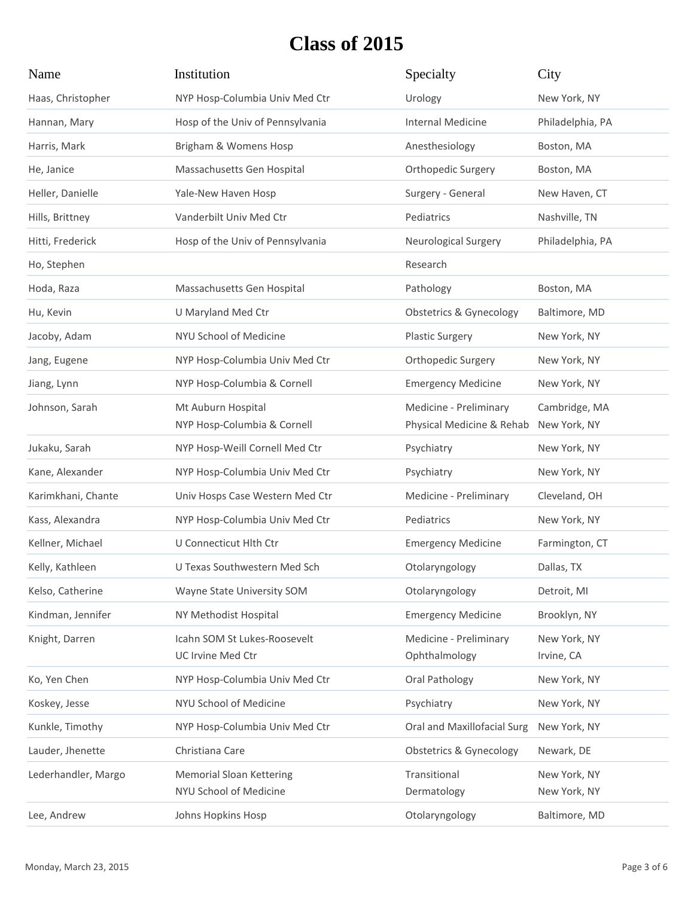# Class of 2015

| Name | Institution | Specialty | City |
|---|---|---|---|
| Haas, Christopher | NYP Hosp-Columbia Univ Med Ctr | Urology | New York, NY |
| Hannan, Mary | Hosp of the Univ of Pennsylvania | Internal Medicine | Philadelphia, PA |
| Harris, Mark | Brigham & Womens Hosp | Anesthesiology | Boston, MA |
| He, Janice | Massachusetts Gen Hospital | Orthopedic Surgery | Boston, MA |
| Heller, Danielle | Yale-New Haven Hosp | Surgery - General | New Haven, CT |
| Hills, Brittney | Vanderbilt Univ Med Ctr | Pediatrics | Nashville, TN |
| Hitti, Frederick | Hosp of the Univ of Pennsylvania | Neurological Surgery | Philadelphia, PA |
| Ho, Stephen | | Research | |
| Hoda, Raza | Massachusetts Gen Hospital | Pathology | Boston, MA |
| Hu, Kevin | U Maryland Med Ctr | Obstetrics & Gynecology | Baltimore, MD |
| Jacoby, Adam | NYU School of Medicine | Plastic Surgery | New York, NY |
| Jang, Eugene | NYP Hosp-Columbia Univ Med Ctr | Orthopedic Surgery | New York, NY |
| Jiang, Lynn | NYP Hosp-Columbia & Cornell | Emergency Medicine | New York, NY |
| Johnson, Sarah | Mt Auburn Hospital | Medicine - Preliminary | Cambridge, MA |
| | NYP Hosp-Columbia & Cornell | Physical Medicine & Rehab | New York, NY |
| Jukaku, Sarah | NYP Hosp-Weill Cornell Med Ctr | Psychiatry | New York, NY |
| Kane, Alexander | NYP Hosp-Columbia Univ Med Ctr | Psychiatry | New York, NY |
| Karimkhani, Chante | Univ Hosps Case Western Med Ctr | Medicine - Preliminary | Cleveland, OH |
| Kass, Alexandra | NYP Hosp-Columbia Univ Med Ctr | Pediatrics | New York, NY |
| Kellner, Michael | U Connecticut Hlth Ctr | Emergency Medicine | Farmington, CT |
| Kelly, Kathleen | U Texas Southwestern Med Sch | Otolaryngology | Dallas, TX |
| Kelso, Catherine | Wayne State University SOM | Otolaryngology | Detroit, MI |
| Kindman, Jennifer | NY Methodist Hospital | Emergency Medicine | Brooklyn, NY |
| Knight, Darren | Icahn SOM St Lukes-Roosevelt | Medicine - Preliminary | New York, NY |
| | UC Irvine Med Ctr | Ophthalmology | Irvine, CA |
| Ko, Yen Chen | NYP Hosp-Columbia Univ Med Ctr | Oral Pathology | New York, NY |
| Koskey, Jesse | NYU School of Medicine | Psychiatry | New York, NY |
| Kunkle, Timothy | NYP Hosp-Columbia Univ Med Ctr | Oral and Maxillofacial Surg | New York, NY |
| Lauder, Jhenette | Christiana Care | Obstetrics & Gynecology | Newark, DE |
| Lederhandler, Margo | Memorial Sloan Kettering | Transitional | New York, NY |
| | NYU School of Medicine | Dermatology | New York, NY |
| Lee, Andrew | Johns Hopkins Hosp | Otolaryngology | Baltimore, MD |

Monday, March 23, 2015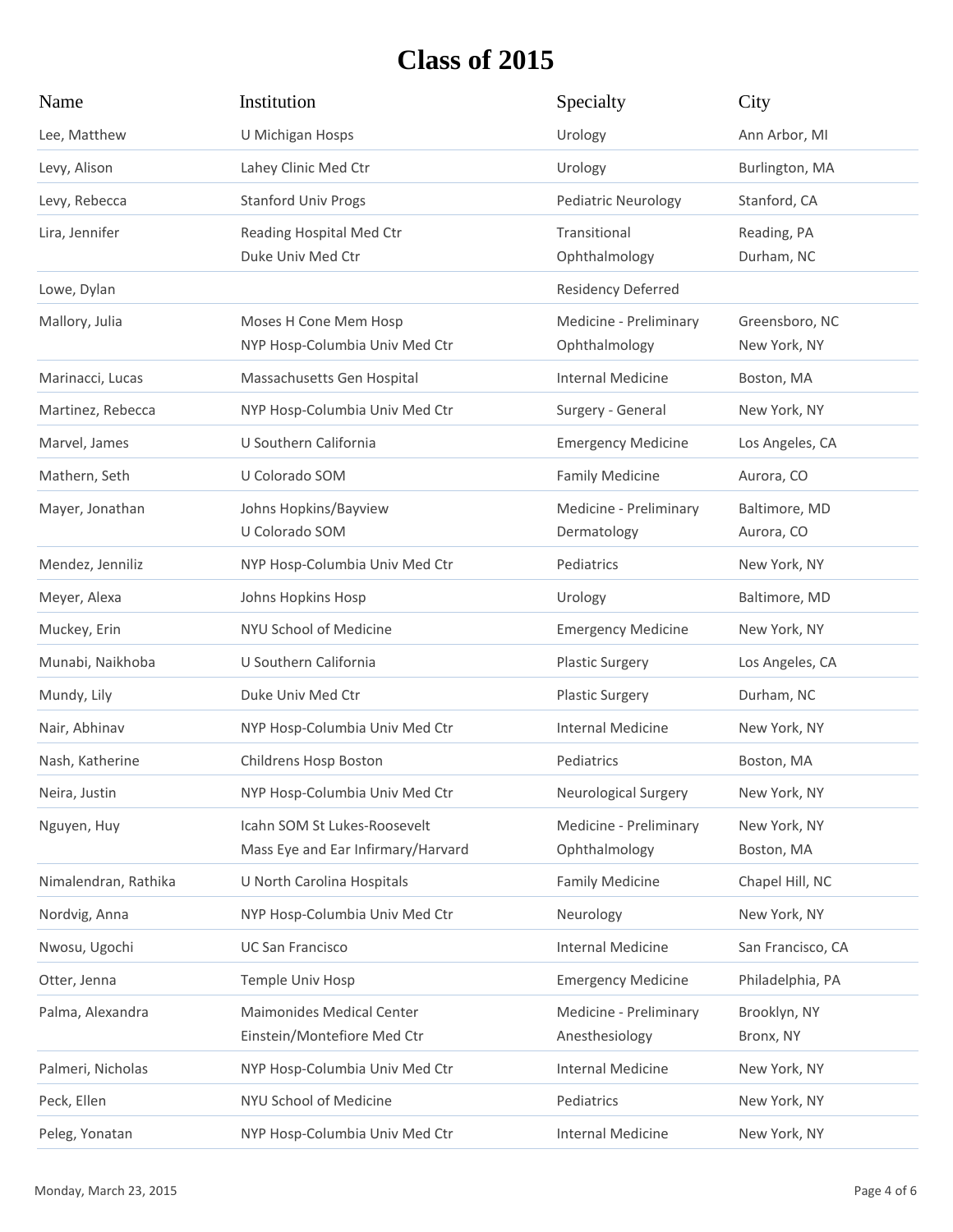# Class of 2015

| Name | Institution | Specialty | City |
|---|---|---|---|
| Lee, Matthew | U Michigan Hosps | Urology | Ann Arbor, MI |
| Levy, Alison | Lahey Clinic Med Ctr | Urology | Burlington, MA |
| Levy, Rebecca | Stanford Univ Progs | Pediatric Neurology | Stanford, CA |
| Lira, Jennifer | Reading Hospital Med Ctr | Transitional | Reading, PA |
| | Duke Univ Med Ctr | Ophthalmology | Durham, NC |
| Lowe, Dylan | | Residency Deferred | |
| Mallory, Julia | Moses H Cone Mem Hosp | Medicine - Preliminary | Greensboro, NC |
| | NYP Hosp-Columbia Univ Med Ctr | Ophthalmology | New York, NY |
| Marinacci, Lucas | Massachusetts Gen Hospital | Internal Medicine | Boston, MA |
| Martinez, Rebecca | NYP Hosp-Columbia Univ Med Ctr | Surgery - General | New York, NY |
| Marvel, James | U Southern California | Emergency Medicine | Los Angeles, CA |
| Mathern, Seth | U Colorado SOM | Family Medicine | Aurora, CO |
| Mayer, Jonathan | Johns Hopkins/Bayview | Medicine - Preliminary | Baltimore, MD |
| | U Colorado SOM | Dermatology | Aurora, CO |
| Mendez, Jenniliz | NYP Hosp-Columbia Univ Med Ctr | Pediatrics | New York, NY |
| Meyer, Alexa | Johns Hopkins Hosp | Urology | Baltimore, MD |
| Muckey, Erin | NYU School of Medicine | Emergency Medicine | New York, NY |
| Munabi, Naikhoba | U Southern California | Plastic Surgery | Los Angeles, CA |
| Mundy, Lily | Duke Univ Med Ctr | Plastic Surgery | Durham, NC |
| Nair, Abhinav | NYP Hosp-Columbia Univ Med Ctr | Internal Medicine | New York, NY |
| Nash, Katherine | Childrens Hosp Boston | Pediatrics | Boston, MA |
| Neira, Justin | NYP Hosp-Columbia Univ Med Ctr | Neurological Surgery | New York, NY |
| Nguyen, Huy | Icahn SOM St Lukes-Roosevelt | Medicine - Preliminary | New York, NY |
| | Mass Eye and Ear Infirmary/Harvard | Ophthalmology | Boston, MA |
| Nimalendran, Rathika | U North Carolina Hospitals | Family Medicine | Chapel Hill, NC |
| Nordvig, Anna | NYP Hosp-Columbia Univ Med Ctr | Neurology | New York, NY |
| Nwosu, Ugochi | UC San Francisco | Internal Medicine | San Francisco, CA |
| Otter, Jenna | Temple Univ Hosp | Emergency Medicine | Philadelphia, PA |
| Palma, Alexandra | Maimonides Medical Center | Medicine - Preliminary | Brooklyn, NY |
| | Einstein/Montefiore Med Ctr | Anesthesiology | Bronx, NY |
| Palmeri, Nicholas | NYP Hosp-Columbia Univ Med Ctr | Internal Medicine | New York, NY |
| Peck, Ellen | NYU School of Medicine | Pediatrics | New York, NY |
| Peleg, Yonatan | NYP Hosp-Columbia Univ Med Ctr | Internal Medicine | New York, NY |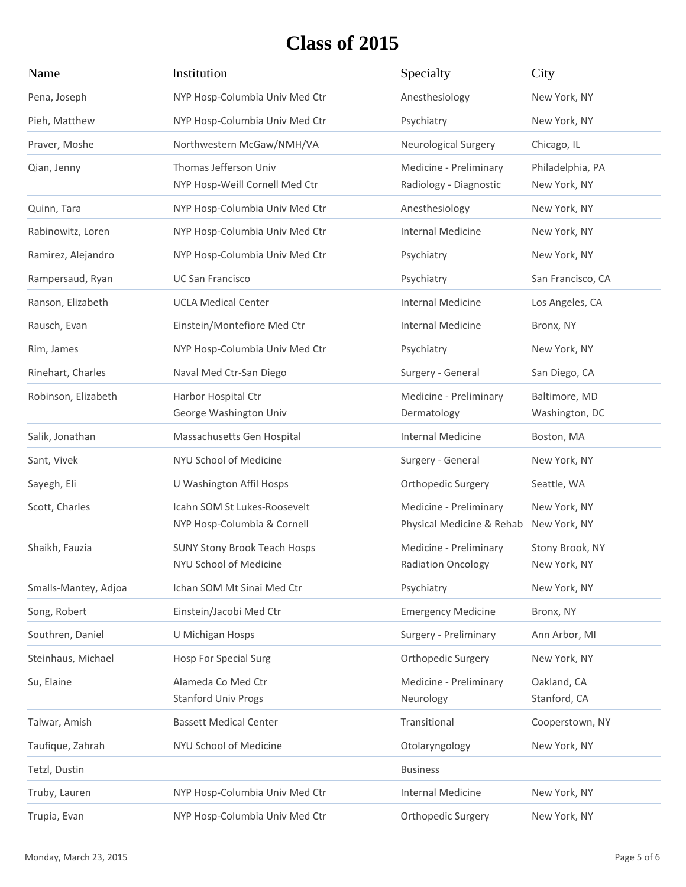# Class of 2015

| Name | Institution | Specialty | City |
|---|---|---|---|
| Pena, Joseph | NYP Hosp-Columbia Univ Med Ctr | Anesthesiology | New York, NY |
| Pieh, Matthew | NYP Hosp-Columbia Univ Med Ctr | Psychiatry | New York, NY |
| Praver, Moshe | Northwestern McGaw/NMH/VA | Neurological Surgery | Chicago, IL |
| Qian, Jenny | Thomas Jefferson Univ<br>NYP Hosp-Weill Cornell Med Ctr | Medicine - Preliminary<br>Radiology - Diagnostic | Philadelphia, PA<br>New York, NY |
| Quinn, Tara | NYP Hosp-Columbia Univ Med Ctr | Anesthesiology | New York, NY |
| Rabinowitz, Loren | NYP Hosp-Columbia Univ Med Ctr | Internal Medicine | New York, NY |
| Ramirez, Alejandro | NYP Hosp-Columbia Univ Med Ctr | Psychiatry | New York, NY |
| Rampersaud, Ryan | UC San Francisco | Psychiatry | San Francisco, CA |
| Ranson, Elizabeth | UCLA Medical Center | Internal Medicine | Los Angeles, CA |
| Rausch, Evan | Einstein/Montefiore Med Ctr | Internal Medicine | Bronx, NY |
| Rim, James | NYP Hosp-Columbia Univ Med Ctr | Psychiatry | New York, NY |
| Rinehart, Charles | Naval Med Ctr-San Diego | Surgery - General | San Diego, CA |
| Robinson, Elizabeth | Harbor Hospital Ctr<br>George Washington Univ | Medicine - Preliminary<br>Dermatology | Baltimore, MD<br>Washington, DC |
| Salik, Jonathan | Massachusetts Gen Hospital | Internal Medicine | Boston, MA |
| Sant, Vivek | NYU School of Medicine | Surgery - General | New York, NY |
| Sayegh, Eli | U Washington Affil Hosps | Orthopedic Surgery | Seattle, WA |
| Scott, Charles | Icahn SOM St Lukes-Roosevelt<br>NYP Hosp-Columbia & Cornell | Medicine - Preliminary<br>Physical Medicine & Rehab | New York, NY<br>New York, NY |
| Shaikh, Fauzia | SUNY Stony Brook Teach Hosps<br>NYU School of Medicine | Medicine - Preliminary<br>Radiation Oncology | Stony Brook, NY<br>New York, NY |
| Smalls-Mantey, Adjoa | Ichan SOM Mt Sinai Med Ctr | Psychiatry | New York, NY |
| Song, Robert | Einstein/Jacobi Med Ctr | Emergency Medicine | Bronx, NY |
| Southren, Daniel | U Michigan Hosps | Surgery - Preliminary | Ann Arbor, MI |
| Steinhaus, Michael | Hosp For Special Surg | Orthopedic Surgery | New York, NY |
| Su, Elaine | Alameda Co Med Ctr<br>Stanford Univ Progs | Medicine - Preliminary<br>Neurology | Oakland, CA<br>Stanford, CA |
| Talwar, Amish | Bassett Medical Center | Transitional | Cooperstown, NY |
| Taufique, Zahrah | NYU School of Medicine | Otolaryngology | New York, NY |
| Tetzl, Dustin | | Business | |
| Truby, Lauren | NYP Hosp-Columbia Univ Med Ctr | Internal Medicine | New York, NY |
| Trupia, Evan | NYP Hosp-Columbia Univ Med Ctr | Orthopedic Surgery | New York, NY |

Monday, March 23, 2015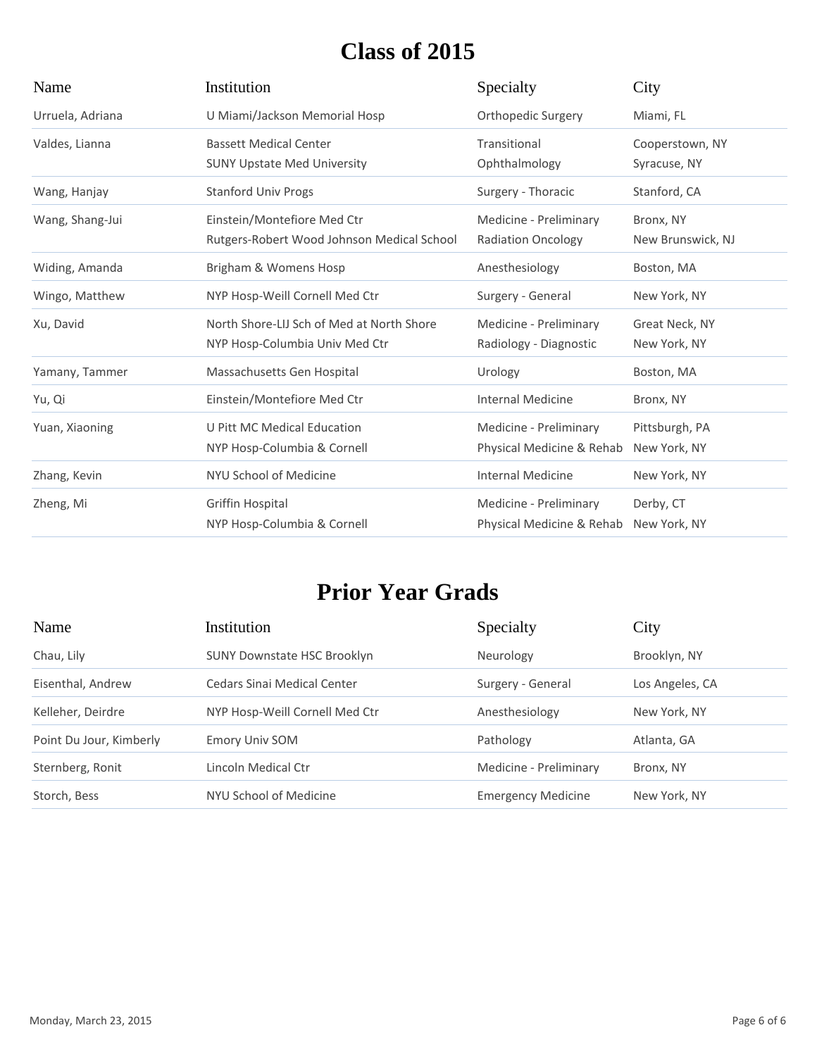# Class of 2015

| Name | Institution | Specialty | City |
| --- | --- | --- | --- |
| Urruela, Adriana | U Miami/Jackson Memorial Hosp | Orthopedic Surgery | Miami, FL |
| Valdes, Lianna | Bassett Medical Center | Transitional | Cooperstown, NY |
| | SUNY Upstate Med University | Ophthalmology | Syracuse, NY |
| Wang, Hanjay | Stanford Univ Progs | Surgery - Thoracic | Stanford, CA |
| Wang, Shang-Jui | Einstein/Montefiore Med Ctr | Medicine - Preliminary | Bronx, NY |
| | Rutgers-Robert Wood Johnson Medical School | Radiation Oncology | New Brunswick, NJ |
| Widing, Amanda | Brigham & Womens Hosp | Anesthesiology | Boston, MA |
| Wingo, Matthew | NYP Hosp-Weill Cornell Med Ctr | Surgery - General | New York, NY |
| Xu, David | North Shore-LIJ Sch of Med at North Shore | Medicine - Preliminary | Great Neck, NY |
| | NYP Hosp-Columbia Univ Med Ctr | Radiology - Diagnostic | New York, NY |
| Yamany, Tammer | Massachusetts Gen Hospital | Urology | Boston, MA |
| Yu, Qi | Einstein/Montefiore Med Ctr | Internal Medicine | Bronx, NY |
| Yuan, Xiaoning | U Pitt MC Medical Education | Medicine - Preliminary | Pittsburgh, PA |
| | NYP Hosp-Columbia & Cornell | Physical Medicine & Rehab | New York, NY |
| Zhang, Kevin | NYU School of Medicine | Internal Medicine | New York, NY |
| Zheng, Mi | Griffin Hospital | Medicine - Preliminary | Derby, CT |
| | NYP Hosp-Columbia & Cornell | Physical Medicine & Rehab | New York, NY |

# Prior Year Grads

| Name | Institution | Specialty | City |
| --- | --- | --- | --- |
| Chau, Lily | SUNY Downstate HSC Brooklyn | Neurology | Brooklyn, NY |
| Eisenthal, Andrew | Cedars Sinai Medical Center | Surgery - General | Los Angeles, CA |
| Kelleher, Deirdre | NYP Hosp-Weill Cornell Med Ctr | Anesthesiology | New York, NY |
| Point Du Jour, Kimberly | Emory Univ SOM | Pathology | Atlanta, GA |
| Sternberg, Ronit | Lincoln Medical Ctr | Medicine - Preliminary | Bronx, NY |
| Storch, Bess | NYU School of Medicine | Emergency Medicine | New York, NY |

Monday, March 23, 2015